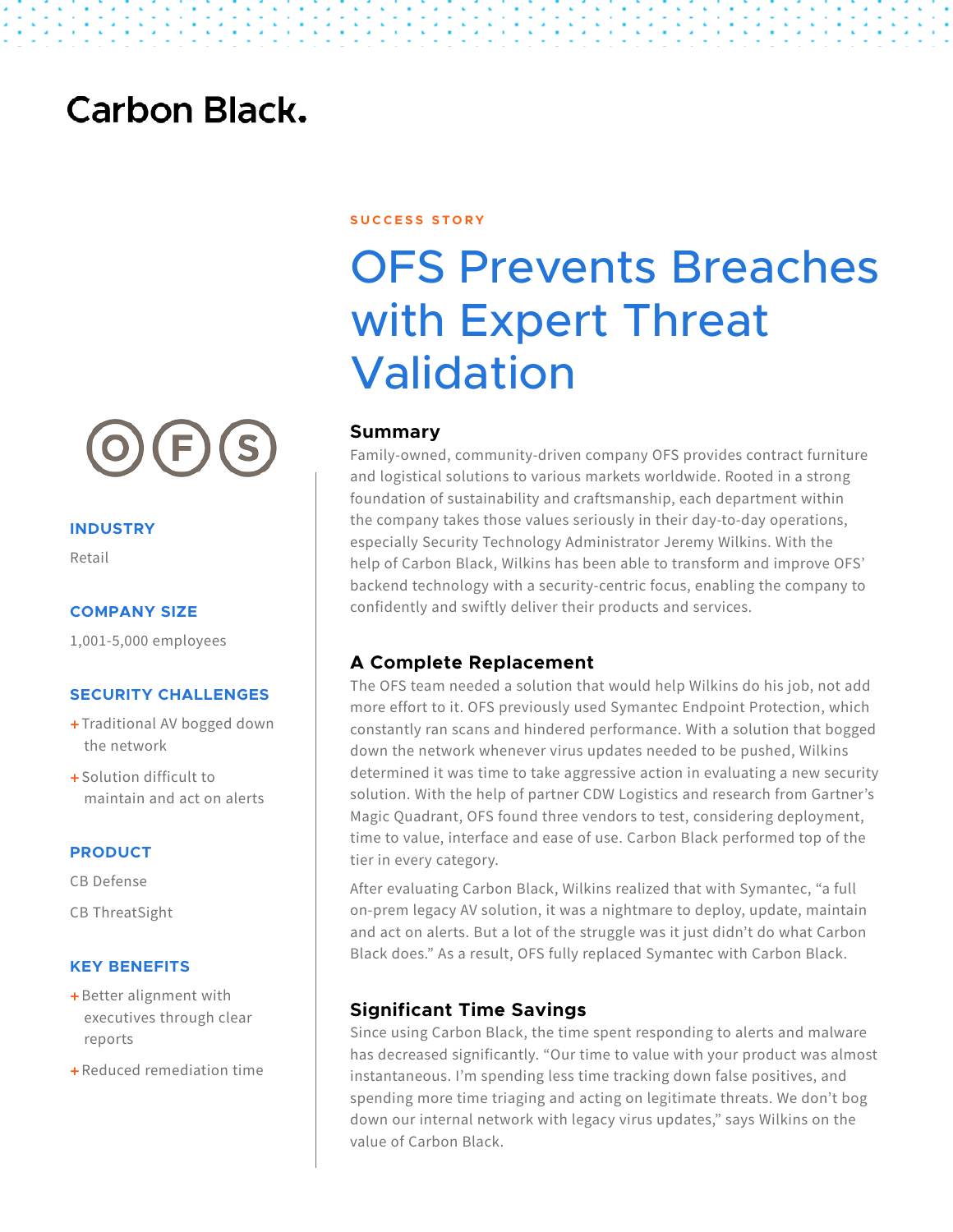Carbon Black.

SUCCESS STORY

# OFS Prevents Breaches with Expert Threat Validation

**INDUSTRY**

Retail

**COMPANY SIZE**

1,001-5,000 employees

**SECURITY CHALLENGES**

- Traditional AV bogged down the network
- Solution difficult to maintain and act on alerts

**PRODUCT**

CB Defense

CB ThreatSight

**KEY BENEFITS**

- Better alignment with executives through clear reports
- Reduced remediation time

## Summary

Family-owned, community-driven company OFS provides contract furniture and logistical solutions to various markets worldwide. Rooted in a strong foundation of sustainability and craftsmanship, each department within the company takes those values seriously in their day-to-day operations, especially Security Technology Administrator Jeremy Wilkins. With the help of Carbon Black, Wilkins has been able to transform and improve OFS' backend technology with a security-centric focus, enabling the company to confidently and swiftly deliver their products and services.

## A Complete Replacement

The OFS team needed a solution that would help Wilkins do his job, not add more effort to it. OFS previously used Symantec Endpoint Protection, which constantly ran scans and hindered performance. With a solution that bogged down the network whenever virus updates needed to be pushed, Wilkins determined it was time to take aggressive action in evaluating a new security solution. With the help of partner CDW Logistics and research from Gartner's Magic Quadrant, OFS found three vendors to test, considering deployment, time to value, interface and ease of use. Carbon Black performed top of the tier in every category.

After evaluating Carbon Black, Wilkins realized that with Symantec, "a full on-prem legacy AV solution, it was a nightmare to deploy, update, maintain and act on alerts. But a lot of the struggle was it just didn't do what Carbon Black does." As a result, OFS fully replaced Symantec with Carbon Black.

## Significant Time Savings

Since using Carbon Black, the time spent responding to alerts and malware has decreased significantly. "Our time to value with your product was almost instantaneous. I'm spending less time tracking down false positives, and spending more time triaging and acting on legitimate threats. We don't bog down our internal network with legacy virus updates," says Wilkins on the value of Carbon Black.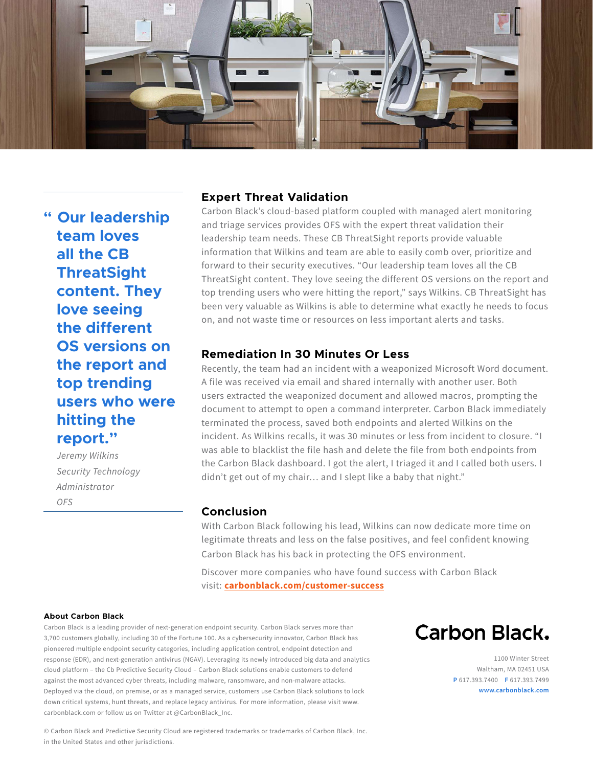> " Our leadership team loves all the CB ThreatSight content. They love seeing the different OS versions on the report and top trending users who were hitting the report."
>
> *Jeremy Wilkins*
> *Security Technology Administrator*
> *OFS*

## Expert Threat Validation

Carbon Black's cloud-based platform coupled with managed alert monitoring and triage services provides OFS with the expert threat validation their leadership team needs. These CB ThreatSight reports provide valuable information that Wilkins and team are able to easily comb over, prioritize and forward to their security executives. "Our leadership team loves all the CB ThreatSight content. They love seeing the different OS versions on the report and top trending users who were hitting the report," says Wilkins. CB ThreatSight has been very valuable as Wilkins is able to determine what exactly he needs to focus on, and not waste time or resources on less important alerts and tasks.

## Remediation In 30 Minutes Or Less

Recently, the team had an incident with a weaponized Microsoft Word document. A file was received via email and shared internally with another user. Both users extracted the weaponized document and allowed macros, prompting the document to attempt to open a command interpreter. Carbon Black immediately terminated the process, saved both endpoints and alerted Wilkins on the incident. As Wilkins recalls, it was 30 minutes or less from incident to closure. "I was able to blacklist the file hash and delete the file from both endpoints from the Carbon Black dashboard. I got the alert, I triaged it and I called both users. I didn't get out of my chair… and I slept like a baby that night."

## Conclusion

With Carbon Black following his lead, Wilkins can now dedicate more time on legitimate threats and less on the false positives, and feel confident knowing Carbon Black has his back in protecting the OFS environment.

Discover more companies who have found success with Carbon Black visit: **carbonblack.com/customer-success**

**About Carbon Black**

Carbon Black is a leading provider of next-generation endpoint security. Carbon Black serves more than 3,700 customers globally, including 30 of the Fortune 100. As a cybersecurity innovator, Carbon Black has pioneered multiple endpoint security categories, including application control, endpoint detection and response (EDR), and next-generation antivirus (NGAV). Leveraging its newly introduced big data and analytics cloud platform – the Cb Predictive Security Cloud – Carbon Black solutions enable customers to defend against the most advanced cyber threats, including malware, ransomware, and non-malware attacks. Deployed via the cloud, on premise, or as a managed service, customers use Carbon Black solutions to lock down critical systems, hunt threats, and replace legacy antivirus. For more information, please visit www. carbonblack.com or follow us on Twitter at @CarbonBlack_Inc.

Carbon Black.

1100 Winter Street
Waltham, MA 02451 USA
**P** 617.393.7400 **F** 617.393.7499
**www.carbonblack.com**

© Carbon Black and Predictive Security Cloud are registered trademarks or trademarks of Carbon Black, Inc. in the United States and other jurisdictions.